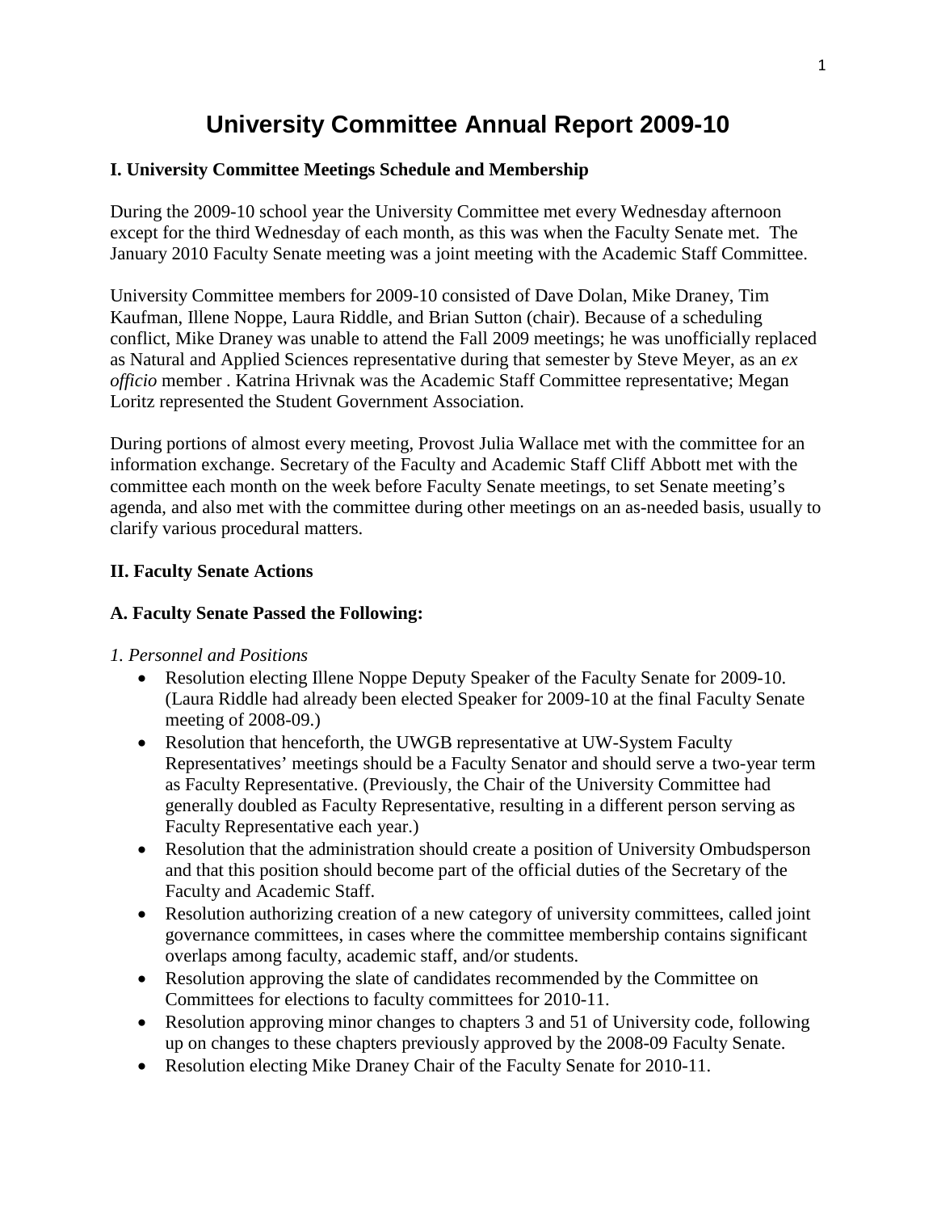# University Committee Annual Report 2009-10

## I. University Committee Meetings Schedule and Membership

During the 2009-10 school year the University Committee met every Wednesday afternoon except for the third Wednesday of each month, as this was when the Faculty Senate met. The January 2010 Faculty Senate meeting was a joint meeting with the Academic Staff Committee.

University Committee members for 2009-10 consisted of Dave Dolan, Mike Draney, Tim Kaufman, Illene Noppe, Laura Riddle, and Brian Sutton (chair). Because of a scheduling conflict, Mike Draney was unable to attend the Fall 2009 meetings; he was unofficially replaced as Natural and Applied Sciences representative during that semester by Steve Meyer, as an *ex officio* member . Katrina Hrivnak was the Academic Staff Committee representative; Megan Loritz represented the Student Government Association.

During portions of almost every meeting, Provost Julia Wallace met with the committee for an information exchange. Secretary of the Faculty and Academic Staff Cliff Abbott met with the committee each month on the week before Faculty Senate meetings, to set Senate meeting's agenda, and also met with the committee during other meetings on an as-needed basis, usually to clarify various procedural matters.

## II. Faculty Senate Actions

### A. Faculty Senate Passed the Following:

*1. Personnel and Positions*

- Resolution electing Illene Noppe Deputy Speaker of the Faculty Senate for 2009-10. (Laura Riddle had already been elected Speaker for 2009-10 at the final Faculty Senate meeting of 2008-09.)
- Resolution that henceforth, the UWGB representative at UW-System Faculty Representatives' meetings should be a Faculty Senator and should serve a two-year term as Faculty Representative. (Previously, the Chair of the University Committee had generally doubled as Faculty Representative, resulting in a different person serving as Faculty Representative each year.)
- Resolution that the administration should create a position of University Ombudsperson and that this position should become part of the official duties of the Secretary of the Faculty and Academic Staff.
- Resolution authorizing creation of a new category of university committees, called joint governance committees, in cases where the committee membership contains significant overlaps among faculty, academic staff, and/or students.
- Resolution approving the slate of candidates recommended by the Committee on Committees for elections to faculty committees for 2010-11.
- Resolution approving minor changes to chapters 3 and 51 of University code, following up on changes to these chapters previously approved by the 2008-09 Faculty Senate.
- Resolution electing Mike Draney Chair of the Faculty Senate for 2010-11.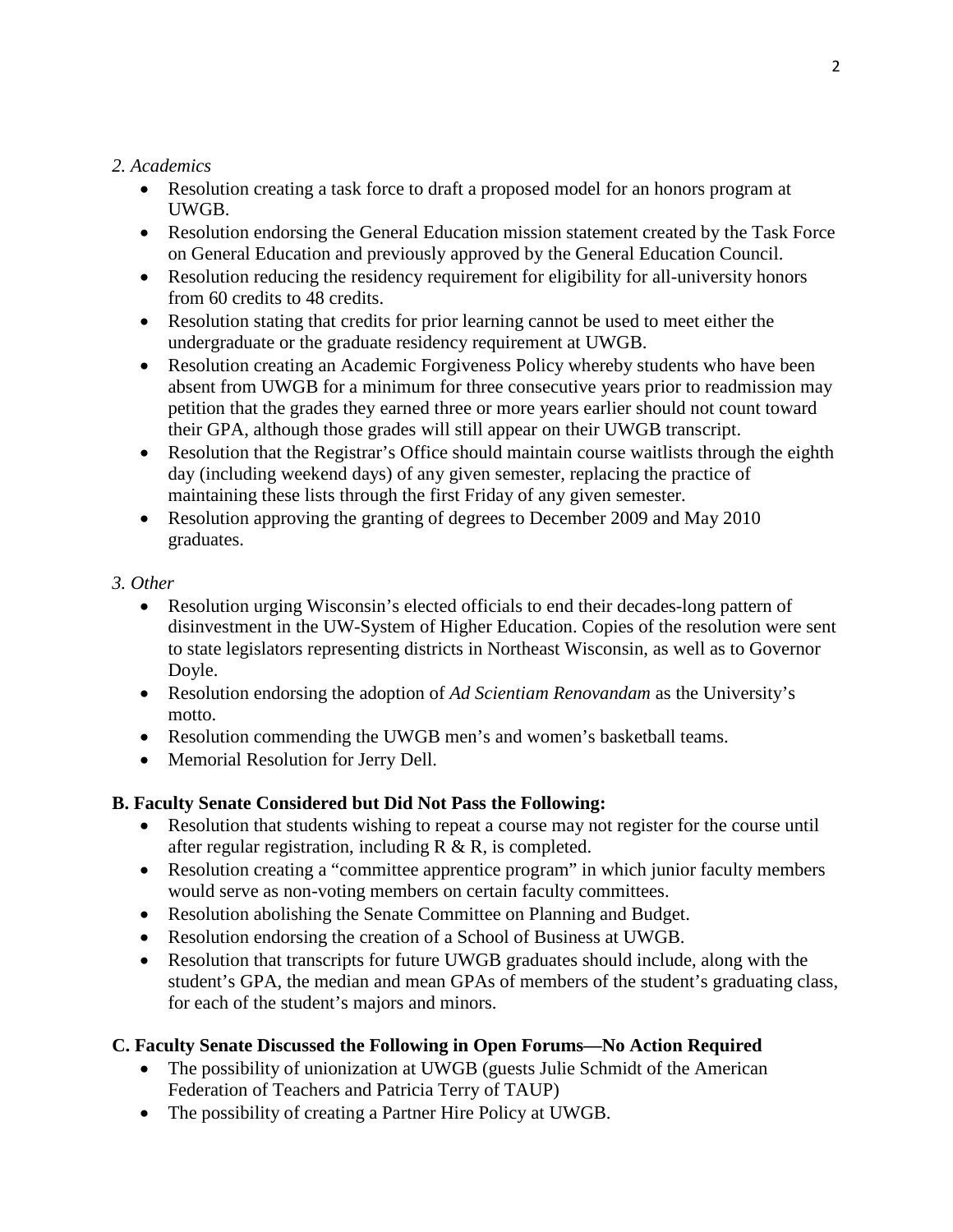*2. Academics*

- Resolution creating a task force to draft a proposed model for an honors program at UWGB.
- Resolution endorsing the General Education mission statement created by the Task Force on General Education and previously approved by the General Education Council.
- Resolution reducing the residency requirement for eligibility for all-university honors from 60 credits to 48 credits.
- Resolution stating that credits for prior learning cannot be used to meet either the undergraduate or the graduate residency requirement at UWGB.
- Resolution creating an Academic Forgiveness Policy whereby students who have been absent from UWGB for a minimum for three consecutive years prior to readmission may petition that the grades they earned three or more years earlier should not count toward their GPA, although those grades will still appear on their UWGB transcript.
- Resolution that the Registrar's Office should maintain course waitlists through the eighth day (including weekend days) of any given semester, replacing the practice of maintaining these lists through the first Friday of any given semester.
- Resolution approving the granting of degrees to December 2009 and May 2010 graduates.

*3. Other*

- Resolution urging Wisconsin's elected officials to end their decades-long pattern of disinvestment in the UW-System of Higher Education. Copies of the resolution were sent to state legislators representing districts in Northeast Wisconsin, as well as to Governor Doyle.
- Resolution endorsing the adoption of *Ad Scientiam Renovandam* as the University's motto.
- Resolution commending the UWGB men's and women's basketball teams.
- Memorial Resolution for Jerry Dell.

**B. Faculty Senate Considered but Did Not Pass the Following:**

- Resolution that students wishing to repeat a course may not register for the course until after regular registration, including R & R, is completed.
- Resolution creating a "committee apprentice program" in which junior faculty members would serve as non-voting members on certain faculty committees.
- Resolution abolishing the Senate Committee on Planning and Budget.
- Resolution endorsing the creation of a School of Business at UWGB.
- Resolution that transcripts for future UWGB graduates should include, along with the student's GPA, the median and mean GPAs of members of the student's graduating class, for each of the student's majors and minors.

**C. Faculty Senate Discussed the Following in Open Forums—No Action Required**

- The possibility of unionization at UWGB (guests Julie Schmidt of the American Federation of Teachers and Patricia Terry of TAUP)
- The possibility of creating a Partner Hire Policy at UWGB.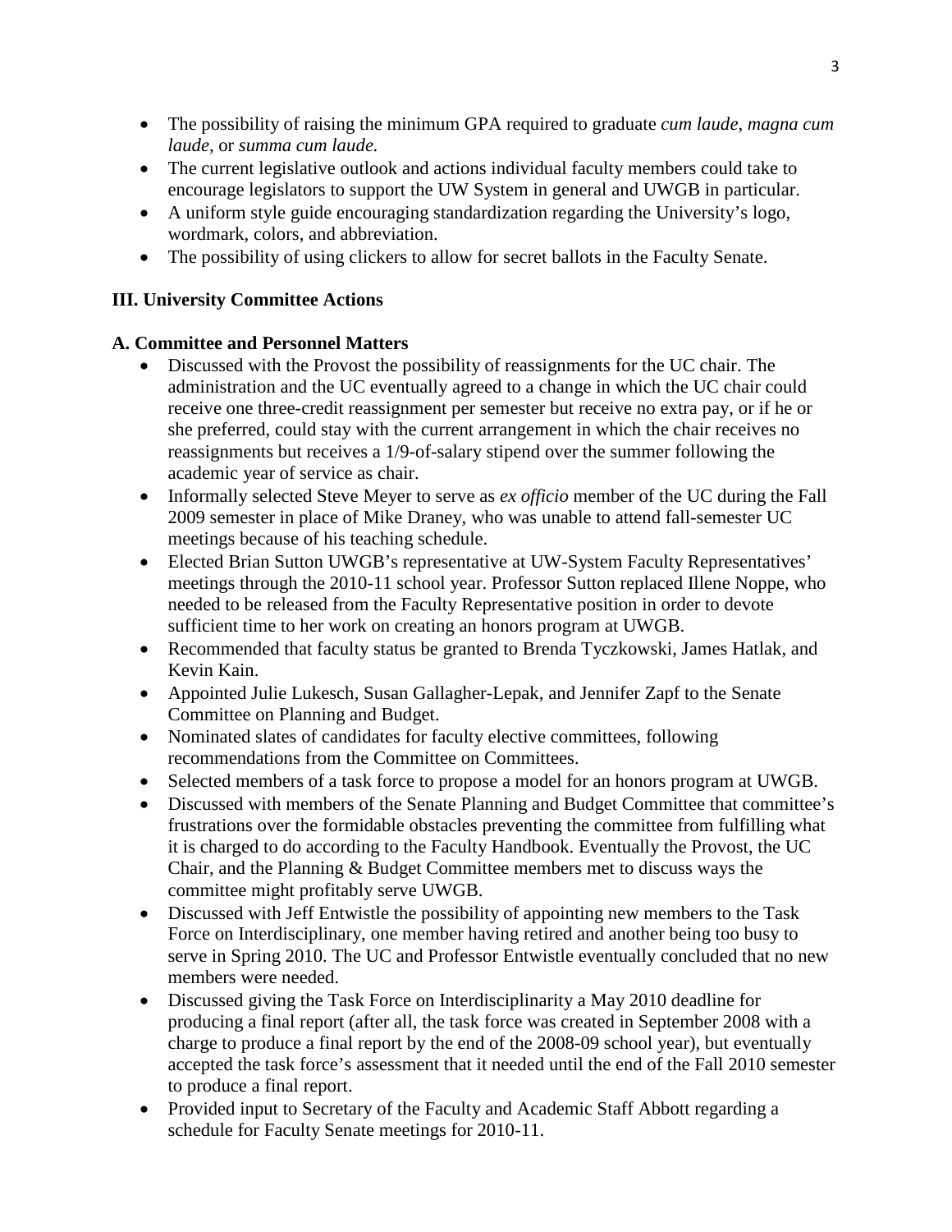- The possibility of raising the minimum GPA required to graduate *cum laude*, *magna cum laude*, or *summa cum laude.*
- The current legislative outlook and actions individual faculty members could take to encourage legislators to support the UW System in general and UWGB in particular.
- A uniform style guide encouraging standardization regarding the University's logo, wordmark, colors, and abbreviation.
- The possibility of using clickers to allow for secret ballots in the Faculty Senate.

## III. University Committee Actions

### A. Committee and Personnel Matters

- Discussed with the Provost the possibility of reassignments for the UC chair. The administration and the UC eventually agreed to a change in which the UC chair could receive one three-credit reassignment per semester but receive no extra pay, or if he or she preferred, could stay with the current arrangement in which the chair receives no reassignments but receives a 1/9-of-salary stipend over the summer following the academic year of service as chair.
- Informally selected Steve Meyer to serve as *ex officio* member of the UC during the Fall 2009 semester in place of Mike Draney, who was unable to attend fall-semester UC meetings because of his teaching schedule.
- Elected Brian Sutton UWGB's representative at UW-System Faculty Representatives' meetings through the 2010-11 school year. Professor Sutton replaced Illene Noppe, who needed to be released from the Faculty Representative position in order to devote sufficient time to her work on creating an honors program at UWGB.
- Recommended that faculty status be granted to Brenda Tyczkowski, James Hatlak, and Kevin Kain.
- Appointed Julie Lukesch, Susan Gallagher-Lepak, and Jennifer Zapf to the Senate Committee on Planning and Budget.
- Nominated slates of candidates for faculty elective committees, following recommendations from the Committee on Committees.
- Selected members of a task force to propose a model for an honors program at UWGB.
- Discussed with members of the Senate Planning and Budget Committee that committee's frustrations over the formidable obstacles preventing the committee from fulfilling what it is charged to do according to the Faculty Handbook. Eventually the Provost, the UC Chair, and the Planning & Budget Committee members met to discuss ways the committee might profitably serve UWGB.
- Discussed with Jeff Entwistle the possibility of appointing new members to the Task Force on Interdisciplinary, one member having retired and another being too busy to serve in Spring 2010. The UC and Professor Entwistle eventually concluded that no new members were needed.
- Discussed giving the Task Force on Interdisciplinarity a May 2010 deadline for producing a final report (after all, the task force was created in September 2008 with a charge to produce a final report by the end of the 2008-09 school year), but eventually accepted the task force's assessment that it needed until the end of the Fall 2010 semester to produce a final report.
- Provided input to Secretary of the Faculty and Academic Staff Abbott regarding a schedule for Faculty Senate meetings for 2010-11.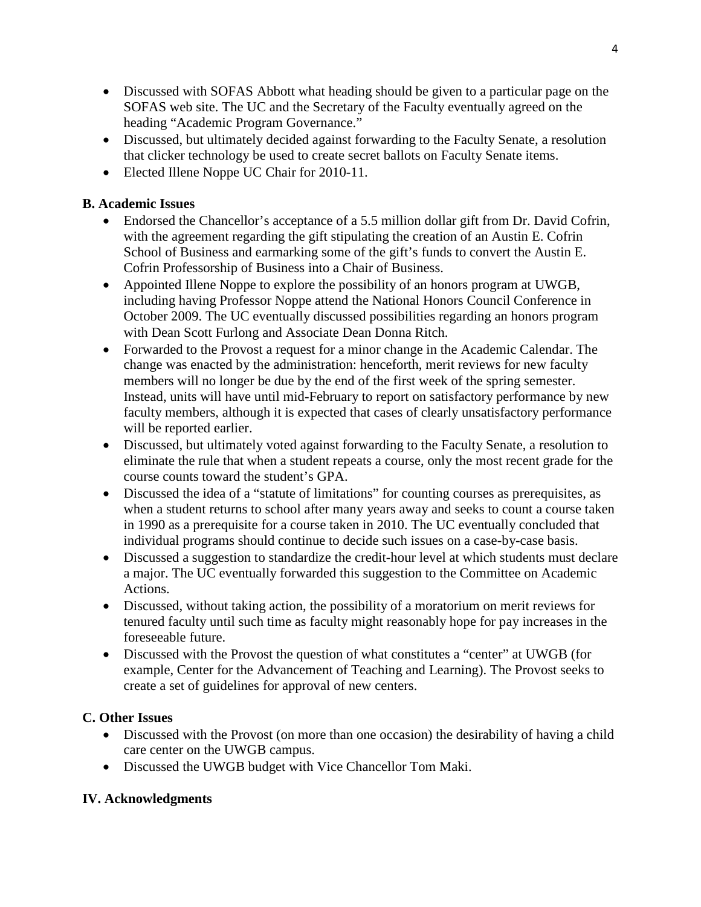- Discussed with SOFAS Abbott what heading should be given to a particular page on the SOFAS web site. The UC and the Secretary of the Faculty eventually agreed on the heading "Academic Program Governance."
- Discussed, but ultimately decided against forwarding to the Faculty Senate, a resolution that clicker technology be used to create secret ballots on Faculty Senate items.
- Elected Illene Noppe UC Chair for 2010-11.

### B. Academic Issues

- Endorsed the Chancellor's acceptance of a 5.5 million dollar gift from Dr. David Cofrin, with the agreement regarding the gift stipulating the creation of an Austin E. Cofrin School of Business and earmarking some of the gift's funds to convert the Austin E. Cofrin Professorship of Business into a Chair of Business.
- Appointed Illene Noppe to explore the possibility of an honors program at UWGB, including having Professor Noppe attend the National Honors Council Conference in October 2009. The UC eventually discussed possibilities regarding an honors program with Dean Scott Furlong and Associate Dean Donna Ritch.
- Forwarded to the Provost a request for a minor change in the Academic Calendar. The change was enacted by the administration: henceforth, merit reviews for new faculty members will no longer be due by the end of the first week of the spring semester. Instead, units will have until mid-February to report on satisfactory performance by new faculty members, although it is expected that cases of clearly unsatisfactory performance will be reported earlier.
- Discussed, but ultimately voted against forwarding to the Faculty Senate, a resolution to eliminate the rule that when a student repeats a course, only the most recent grade for the course counts toward the student's GPA.
- Discussed the idea of a "statute of limitations" for counting courses as prerequisites, as when a student returns to school after many years away and seeks to count a course taken in 1990 as a prerequisite for a course taken in 2010. The UC eventually concluded that individual programs should continue to decide such issues on a case-by-case basis.
- Discussed a suggestion to standardize the credit-hour level at which students must declare a major. The UC eventually forwarded this suggestion to the Committee on Academic Actions.
- Discussed, without taking action, the possibility of a moratorium on merit reviews for tenured faculty until such time as faculty might reasonably hope for pay increases in the foreseeable future.
- Discussed with the Provost the question of what constitutes a "center" at UWGB (for example, Center for the Advancement of Teaching and Learning). The Provost seeks to create a set of guidelines for approval of new centers.

### C. Other Issues

- Discussed with the Provost (on more than one occasion) the desirability of having a child care center on the UWGB campus.
- Discussed the UWGB budget with Vice Chancellor Tom Maki.

## IV. Acknowledgments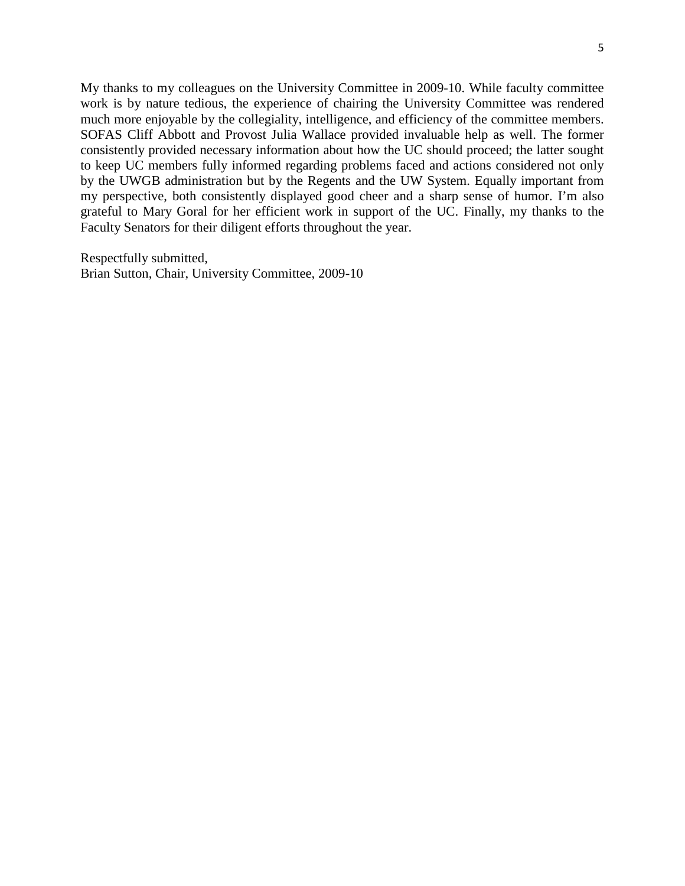My thanks to my colleagues on the University Committee in 2009-10. While faculty committee work is by nature tedious, the experience of chairing the University Committee was rendered much more enjoyable by the collegiality, intelligence, and efficiency of the committee members. SOFAS Cliff Abbott and Provost Julia Wallace provided invaluable help as well. The former consistently provided necessary information about how the UC should proceed; the latter sought to keep UC members fully informed regarding problems faced and actions considered not only by the UWGB administration but by the Regents and the UW System. Equally important from my perspective, both consistently displayed good cheer and a sharp sense of humor. I'm also grateful to Mary Goral for her efficient work in support of the UC. Finally, my thanks to the Faculty Senators for their diligent efforts throughout the year.

Respectfully submitted,
Brian Sutton, Chair, University Committee, 2009-10